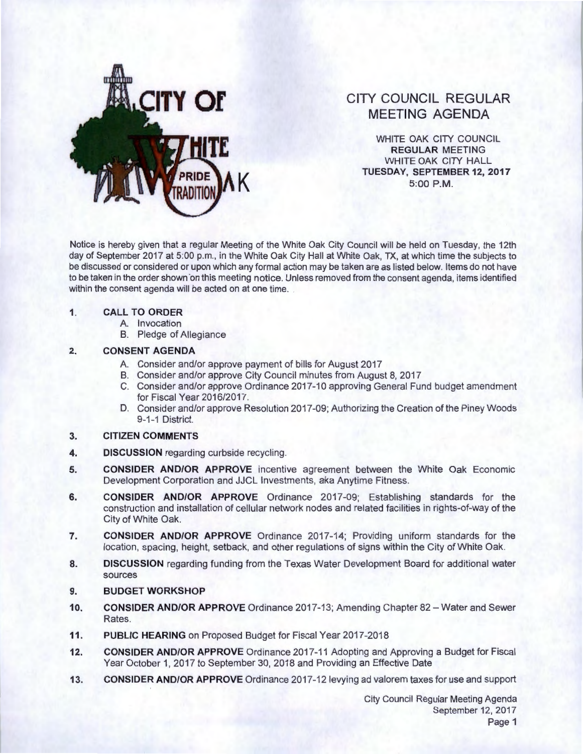# CITY COUNCIL REGULAR MEETING AGENDA

WHITE OAK CITY COUNCIL
**REGULAR** MEETING
WHITE OAK CITY HALL
**TUESDAY, SEPTEMBER 12, 2017**
5:00 P.M.

Notice is hereby given that a regular Meeting of the White Oak City Council will be held on Tuesday, the 12th day of September 2017 at 5:00 p.m., in the White Oak City Hall at White Oak, TX, at which time the subjects to be discussed or considered or upon which any formal action may be taken are as listed below. Items do not have to be taken in the order shown on this meeting notice. Unless removed from the consent agenda, items identified within the consent agenda will be acted on at one time.

1. **CALL TO ORDER**
   - A. Invocation
   - B. Pledge of Allegiance

2. **CONSENT AGENDA**
   - A. Consider and/or approve payment of bills for August 2017
   - B. Consider and/or approve City Council minutes from August 8, 2017
   - C. Consider and/or approve Ordinance 2017-10 approving General Fund budget amendment for Fiscal Year 2016/2017.
   - D. Consider and/or approve Resolution 2017-09; Authorizing the Creation of the Piney Woods 9-1-1 District.

3. **CITIZEN COMMENTS**

4. **DISCUSSION** regarding curbside recycling.

5. **CONSIDER AND/OR APPROVE** incentive agreement between the White Oak Economic Development Corporation and JJCL Investments, aka Anytime Fitness.

6. **CONSIDER AND/OR APPROVE** Ordinance 2017-09; Establishing standards for the construction and installation of cellular network nodes and related facilities in rights-of-way of the City of White Oak.

7. **CONSIDER AND/OR APPROVE** Ordinance 2017-14; Providing uniform standards for the location, spacing, height, setback, and other regulations of signs within the City of White Oak.

8. **DISCUSSION** regarding funding from the Texas Water Development Board for additional water sources

9. **BUDGET WORKSHOP**

10. **CONSIDER AND/OR APPROVE** Ordinance 2017-13; Amending Chapter 82 – Water and Sewer Rates.

11. **PUBLIC HEARING** on Proposed Budget for Fiscal Year 2017-2018

12. **CONSIDER AND/OR APPROVE** Ordinance 2017-11 Adopting and Approving a Budget for Fiscal Year October 1, 2017 to September 30, 2018 and Providing an Effective Date

13. **CONSIDER AND/OR APPROVE** Ordinance 2017-12 levying ad valorem taxes for use and support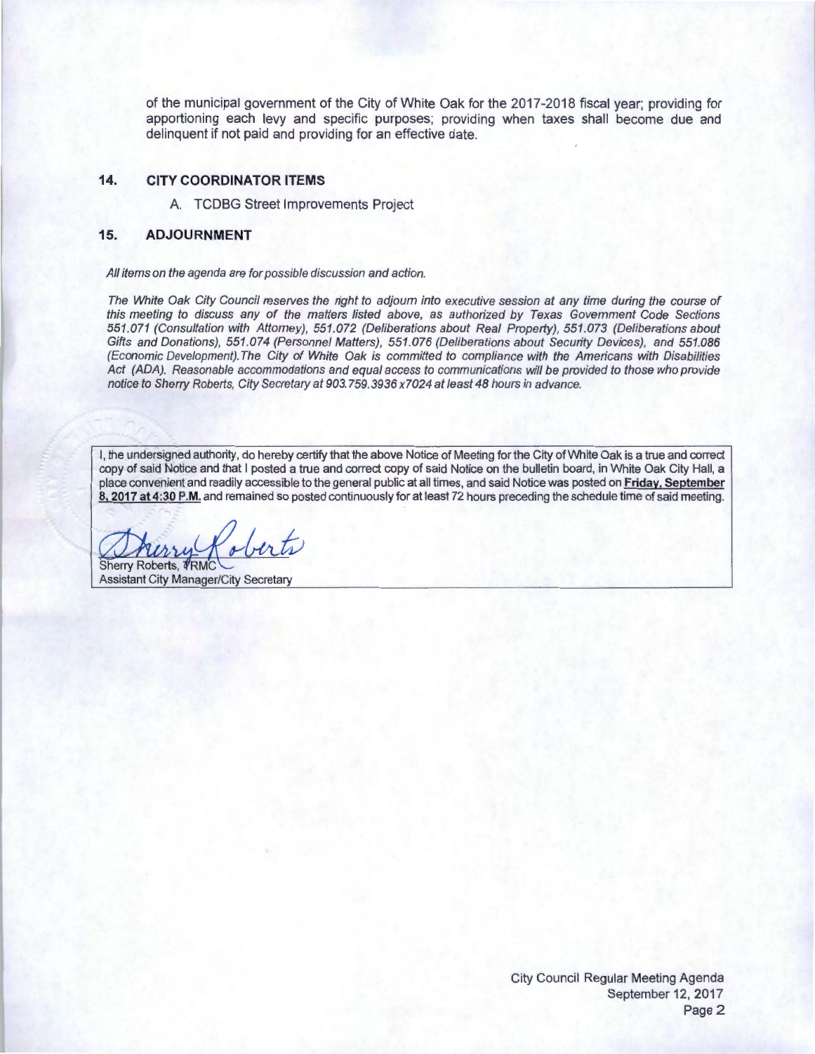of the municipal government of the City of White Oak for the 2017-2018 fiscal year; providing for apportioning each levy and specific purposes; providing when taxes shall become due and delinquent if not paid and providing for an effective date.

## 14. CITY COORDINATOR ITEMS

A. TCDBG Street Improvements Project

## 15. ADJOURNMENT

*All items on the agenda are for possible discussion and action.*

*The White Oak City Council reserves the right to adjourn into executive session at any time during the course of this meeting to discuss any of the matters listed above, as authorized by Texas Government Code Sections 551.071 (Consultation with Attorney), 551.072 (Deliberations about Real Property), 551.073 (Deliberations about Gifts and Donations), 551.074 (Personnel Matters), 551.076 (Deliberations about Security Devices), and 551.086 (Economic Development). The City of White Oak is committed to compliance with the Americans with Disabilities Act (ADA). Reasonable accommodations and equal access to communications will be provided to those who provide notice to Sherry Roberts, City Secretary at 903.759.3936 x7024 at least 48 hours in advance.*

I, the undersigned authority, do hereby certify that the above Notice of Meeting for the City of White Oak is a true and correct copy of said Notice and that I posted a true and correct copy of said Notice on the bulletin board, in White Oak City Hall, a place convenient and readily accessible to the general public at all times, and said Notice was posted on **Friday, September 8, 2017 at 4:30 P.M.** and remained so posted continuously for at least 72 hours preceding the schedule time of said meeting.

Sherry Roberts, TRMC
Assistant City Manager/City Secretary